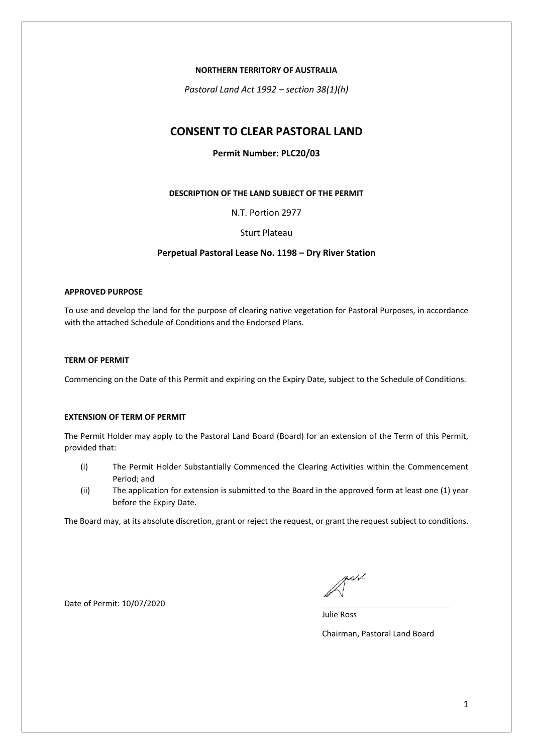**NORTHERN TERRITORY OF AUSTRALIA**

*Pastoral Land Act 1992 – section 38(1)(h)*

# CONSENT TO CLEAR PASTORAL LAND

**Permit Number: PLC20/03**

**DESCRIPTION OF THE LAND SUBJECT OF THE PERMIT**

N.T. Portion 2977

Sturt Plateau

**Perpetual Pastoral Lease No. 1198 – Dry River Station**

**APPROVED PURPOSE**

To use and develop the land for the purpose of clearing native vegetation for Pastoral Purposes, in accordance with the attached Schedule of Conditions and the Endorsed Plans.

**TERM OF PERMIT**

Commencing on the Date of this Permit and expiring on the Expiry Date, subject to the Schedule of Conditions.

**EXTENSION OF TERM OF PERMIT**

The Permit Holder may apply to the Pastoral Land Board (Board) for an extension of the Term of this Permit, provided that:

(i) The Permit Holder Substantially Commenced the Clearing Activities within the Commencement Period; and

(ii) The application for extension is submitted to the Board in the approved form at least one (1) year before the Expiry Date.

The Board may, at its absolute discretion, grant or reject the request, or grant the request subject to conditions.

Date of Permit: 10/07/2020

Julie Ross

Chairman, Pastoral Land Board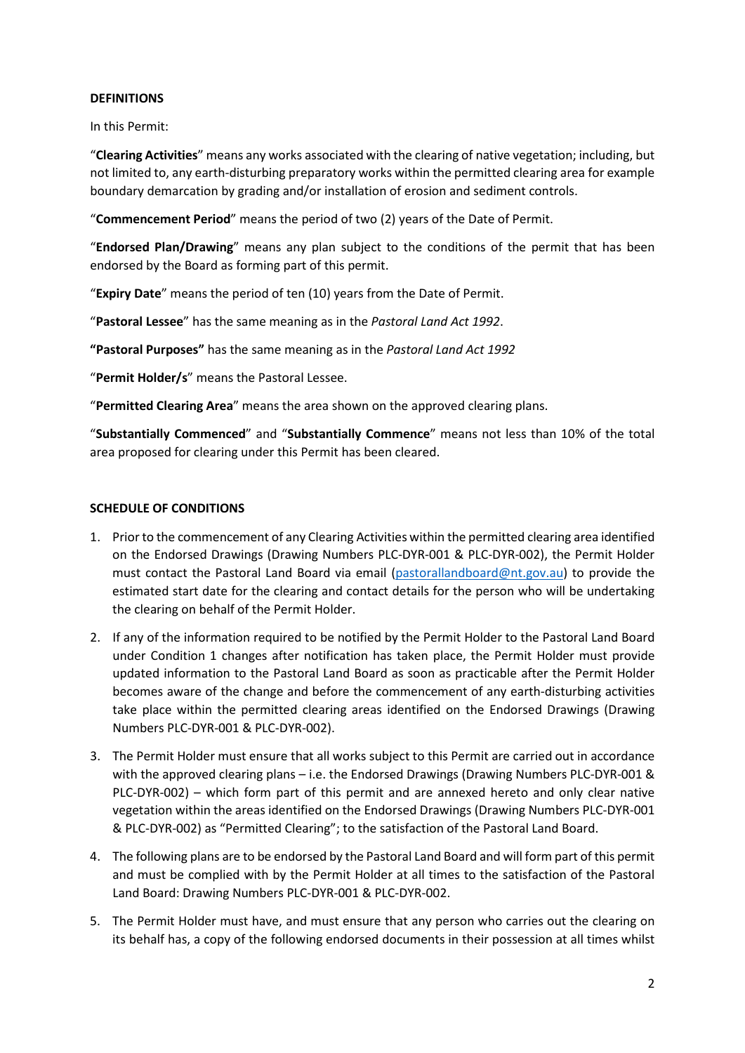**DEFINITIONS**

In this Permit:

"**Clearing Activities**" means any works associated with the clearing of native vegetation; including, but not limited to, any earth-disturbing preparatory works within the permitted clearing area for example boundary demarcation by grading and/or installation of erosion and sediment controls.

"**Commencement Period**" means the period of two (2) years of the Date of Permit.

"**Endorsed Plan/Drawing**" means any plan subject to the conditions of the permit that has been endorsed by the Board as forming part of this permit.

"**Expiry Date**" means the period of ten (10) years from the Date of Permit.

"**Pastoral Lessee**" has the same meaning as in the *Pastoral Land Act 1992*.

**"Pastoral Purposes"** has the same meaning as in the *Pastoral Land Act 1992*

"**Permit Holder/s**" means the Pastoral Lessee.

"**Permitted Clearing Area**" means the area shown on the approved clearing plans.

"**Substantially Commenced**" and "**Substantially Commence**" means not less than 10% of the total area proposed for clearing under this Permit has been cleared.

**SCHEDULE OF CONDITIONS**

1. Prior to the commencement of any Clearing Activities within the permitted clearing area identified on the Endorsed Drawings (Drawing Numbers PLC-DYR-001 & PLC-DYR-002), the Permit Holder must contact the Pastoral Land Board via email (pastorallandboard@nt.gov.au) to provide the estimated start date for the clearing and contact details for the person who will be undertaking the clearing on behalf of the Permit Holder.
2. If any of the information required to be notified by the Permit Holder to the Pastoral Land Board under Condition 1 changes after notification has taken place, the Permit Holder must provide updated information to the Pastoral Land Board as soon as practicable after the Permit Holder becomes aware of the change and before the commencement of any earth-disturbing activities take place within the permitted clearing areas identified on the Endorsed Drawings (Drawing Numbers PLC-DYR-001 & PLC-DYR-002).
3. The Permit Holder must ensure that all works subject to this Permit are carried out in accordance with the approved clearing plans – i.e. the Endorsed Drawings (Drawing Numbers PLC-DYR-001 & PLC-DYR-002) – which form part of this permit and are annexed hereto and only clear native vegetation within the areas identified on the Endorsed Drawings (Drawing Numbers PLC-DYR-001 & PLC-DYR-002) as "Permitted Clearing"; to the satisfaction of the Pastoral Land Board.
4. The following plans are to be endorsed by the Pastoral Land Board and will form part of this permit and must be complied with by the Permit Holder at all times to the satisfaction of the Pastoral Land Board: Drawing Numbers PLC-DYR-001 & PLC-DYR-002.
5. The Permit Holder must have, and must ensure that any person who carries out the clearing on its behalf has, a copy of the following endorsed documents in their possession at all times whilst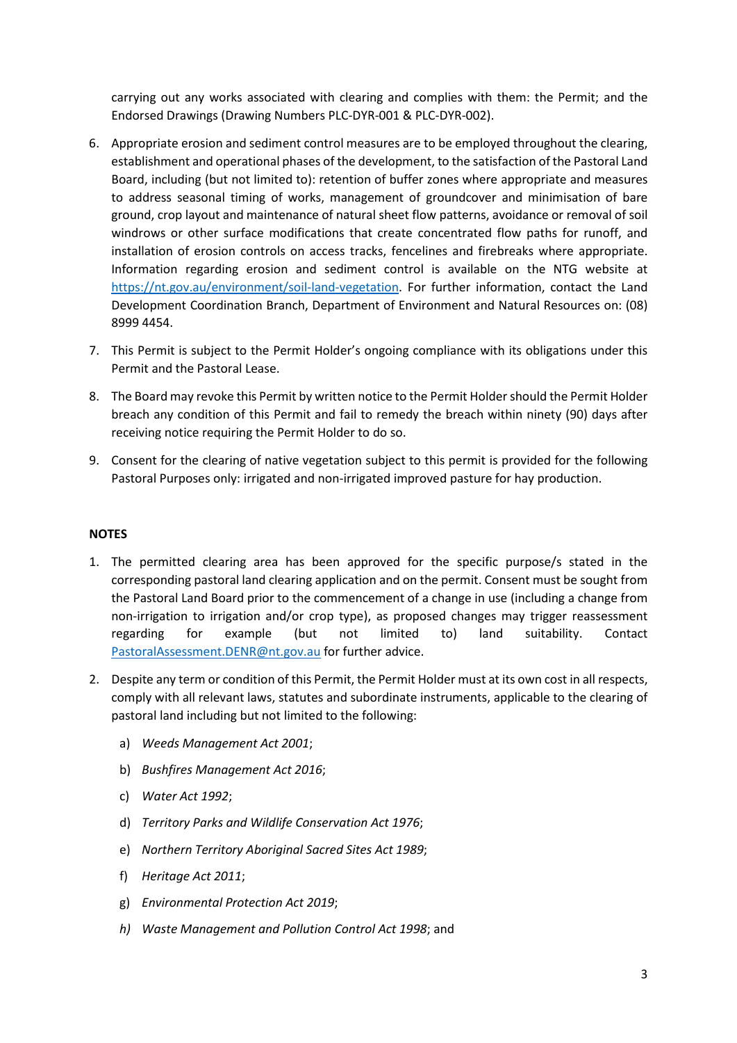carrying out any works associated with clearing and complies with them: the Permit; and the Endorsed Drawings (Drawing Numbers PLC-DYR-001 & PLC-DYR-002).

6. Appropriate erosion and sediment control measures are to be employed throughout the clearing, establishment and operational phases of the development, to the satisfaction of the Pastoral Land Board, including (but not limited to): retention of buffer zones where appropriate and measures to address seasonal timing of works, management of groundcover and minimisation of bare ground, crop layout and maintenance of natural sheet flow patterns, avoidance or removal of soil windrows or other surface modifications that create concentrated flow paths for runoff, and installation of erosion controls on access tracks, fencelines and firebreaks where appropriate. Information regarding erosion and sediment control is available on the NTG website at [https://nt.gov.au/environment/soil-land-vegetation](https://nt.gov.au/environment/soil-land-vegetation). For further information, contact the Land Development Coordination Branch, Department of Environment and Natural Resources on: (08) 8999 4454.

7. This Permit is subject to the Permit Holder's ongoing compliance with its obligations under this Permit and the Pastoral Lease.

8. The Board may revoke this Permit by written notice to the Permit Holder should the Permit Holder breach any condition of this Permit and fail to remedy the breach within ninety (90) days after receiving notice requiring the Permit Holder to do so.

9. Consent for the clearing of native vegetation subject to this permit is provided for the following Pastoral Purposes only: irrigated and non-irrigated improved pasture for hay production.

**NOTES**

1. The permitted clearing area has been approved for the specific purpose/s stated in the corresponding pastoral land clearing application and on the permit. Consent must be sought from the Pastoral Land Board prior to the commencement of a change in use (including a change from non-irrigation to irrigation and/or crop type), as proposed changes may trigger reassessment regarding for example (but not limited to) land suitability. Contact [PastoralAssessment.DENR@nt.gov.au](mailto:PastoralAssessment.DENR@nt.gov.au) for further advice.

2. Despite any term or condition of this Permit, the Permit Holder must at its own cost in all respects, comply with all relevant laws, statutes and subordinate instruments, applicable to the clearing of pastoral land including but not limited to the following:

   a) *Weeds Management Act 2001*;

   b) *Bushfires Management Act 2016*;

   c) *Water Act 1992*;

   d) *Territory Parks and Wildlife Conservation Act 1976*;

   e) *Northern Territory Aboriginal Sacred Sites Act 1989*;

   f) *Heritage Act 2011*;

   g) *Environmental Protection Act 2019*;

   h) *Waste Management and Pollution Control Act 1998*; and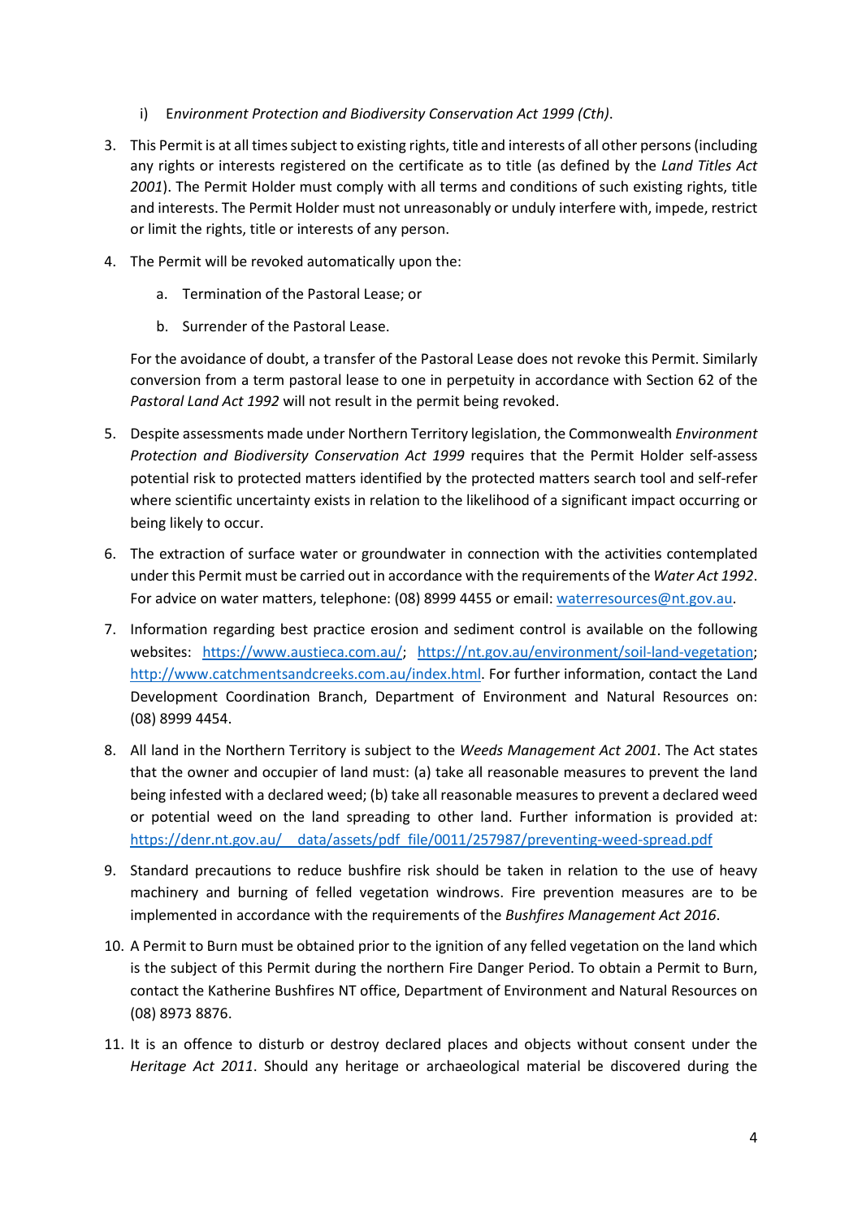i) E*nvironment Protection and Biodiversity Conservation Act 1999 (Cth)*.

3. This Permit is at all times subject to existing rights, title and interests of all other persons (including any rights or interests registered on the certificate as to title (as defined by the *Land Titles Act 2001*). The Permit Holder must comply with all terms and conditions of such existing rights, title and interests. The Permit Holder must not unreasonably or unduly interfere with, impede, restrict or limit the rights, title or interests of any person.

4. The Permit will be revoked automatically upon the:

    a. Termination of the Pastoral Lease; or

    b. Surrender of the Pastoral Lease.

    For the avoidance of doubt, a transfer of the Pastoral Lease does not revoke this Permit. Similarly conversion from a term pastoral lease to one in perpetuity in accordance with Section 62 of the *Pastoral Land Act 1992* will not result in the permit being revoked.

5. Despite assessments made under Northern Territory legislation, the Commonwealth *Environment Protection and Biodiversity Conservation Act 1999* requires that the Permit Holder self-assess potential risk to protected matters identified by the protected matters search tool and self-refer where scientific uncertainty exists in relation to the likelihood of a significant impact occurring or being likely to occur.

6. The extraction of surface water or groundwater in connection with the activities contemplated under this Permit must be carried out in accordance with the requirements of the *Water Act 1992*. For advice on water matters, telephone: (08) 8999 4455 or email: waterresources@nt.gov.au.

7. Information regarding best practice erosion and sediment control is available on the following websites: https://www.austieca.com.au/; https://nt.gov.au/environment/soil-land-vegetation; http://www.catchmentsandcreeks.com.au/index.html. For further information, contact the Land Development Coordination Branch, Department of Environment and Natural Resources on: (08) 8999 4454.

8. All land in the Northern Territory is subject to the *Weeds Management Act 2001*. The Act states that the owner and occupier of land must: (a) take all reasonable measures to prevent the land being infested with a declared weed; (b) take all reasonable measures to prevent a declared weed or potential weed on the land spreading to other land. Further information is provided at: https://denr.nt.gov.au/__data/assets/pdf_file/0011/257987/preventing-weed-spread.pdf

9. Standard precautions to reduce bushfire risk should be taken in relation to the use of heavy machinery and burning of felled vegetation windrows. Fire prevention measures are to be implemented in accordance with the requirements of the *Bushfires Management Act 2016*.

10. A Permit to Burn must be obtained prior to the ignition of any felled vegetation on the land which is the subject of this Permit during the northern Fire Danger Period. To obtain a Permit to Burn, contact the Katherine Bushfires NT office, Department of Environment and Natural Resources on (08) 8973 8876.

11. It is an offence to disturb or destroy declared places and objects without consent under the *Heritage Act 2011*. Should any heritage or archaeological material be discovered during the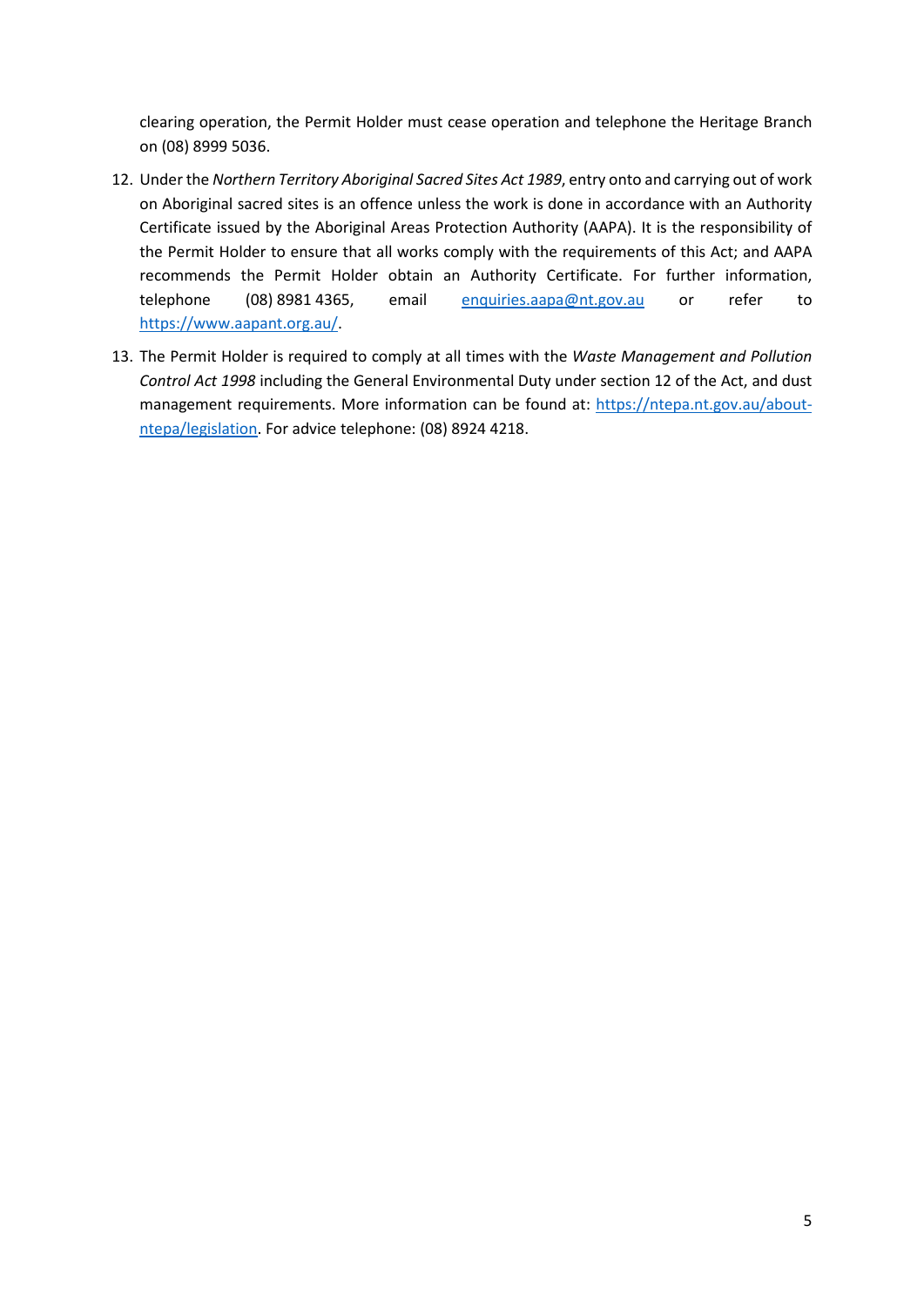clearing operation, the Permit Holder must cease operation and telephone the Heritage Branch on (08) 8999 5036.

12. Under the *Northern Territory Aboriginal Sacred Sites Act 1989*, entry onto and carrying out of work on Aboriginal sacred sites is an offence unless the work is done in accordance with an Authority Certificate issued by the Aboriginal Areas Protection Authority (AAPA). It is the responsibility of the Permit Holder to ensure that all works comply with the requirements of this Act; and AAPA recommends the Permit Holder obtain an Authority Certificate. For further information, telephone (08) 8981 4365, email [enquiries.aapa@nt.gov.au](mailto:enquiries.aapa@nt.gov.au) or refer to [https://www.aapant.org.au/](https://www.aapant.org.au/).

13. The Permit Holder is required to comply at all times with the *Waste Management and Pollution Control Act 1998* including the General Environmental Duty under section 12 of the Act, and dust management requirements. More information can be found at: [https://ntepa.nt.gov.au/about-ntepa/legislation](https://ntepa.nt.gov.au/about-ntepa/legislation). For advice telephone: (08) 8924 4218.